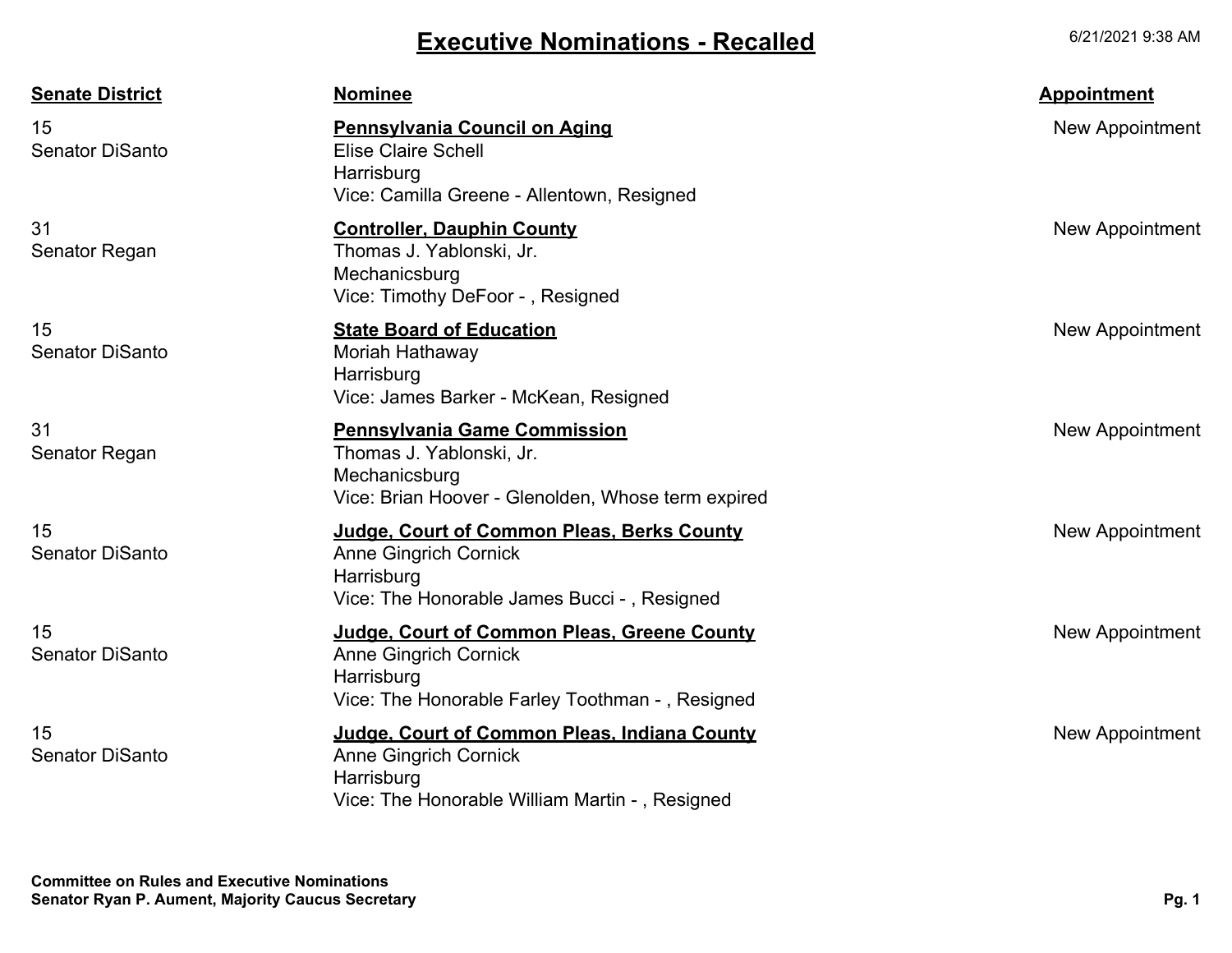# Executive Nominations - Recalled

6/21/2021 9:38 AM

| Senate District | Nominee | Appointment |
| --- | --- | --- |
| 15<br>Senator DiSanto | **Pennsylvania Council on Aging**<br>Elise Claire Schell<br>Harrisburg<br>Vice: Camilla Greene - Allentown, Resigned | New Appointment |
| 31<br>Senator Regan | **Controller, Dauphin County**<br>Thomas J. Yablonski, Jr.<br>Mechanicsburg<br>Vice: Timothy DeFoor - , Resigned | New Appointment |
| 15<br>Senator DiSanto | **State Board of Education**<br>Moriah Hathaway<br>Harrisburg<br>Vice: James Barker - McKean, Resigned | New Appointment |
| 31<br>Senator Regan | **Pennsylvania Game Commission**<br>Thomas J. Yablonski, Jr.<br>Mechanicsburg<br>Vice: Brian Hoover - Glenolden, Whose term expired | New Appointment |
| 15<br>Senator DiSanto | **Judge, Court of Common Pleas, Berks County**<br>Anne Gingrich Cornick<br>Harrisburg<br>Vice: The Honorable James Bucci - , Resigned | New Appointment |
| 15<br>Senator DiSanto | **Judge, Court of Common Pleas, Greene County**<br>Anne Gingrich Cornick<br>Harrisburg<br>Vice: The Honorable Farley Toothman - , Resigned | New Appointment |
| 15<br>Senator DiSanto | **Judge, Court of Common Pleas, Indiana County**<br>Anne Gingrich Cornick<br>Harrisburg<br>Vice: The Honorable William Martin - , Resigned | New Appointment |

**Committee on Rules and Executive Nominations**
**Senator Ryan P. Aument, Majority Caucus Secretary**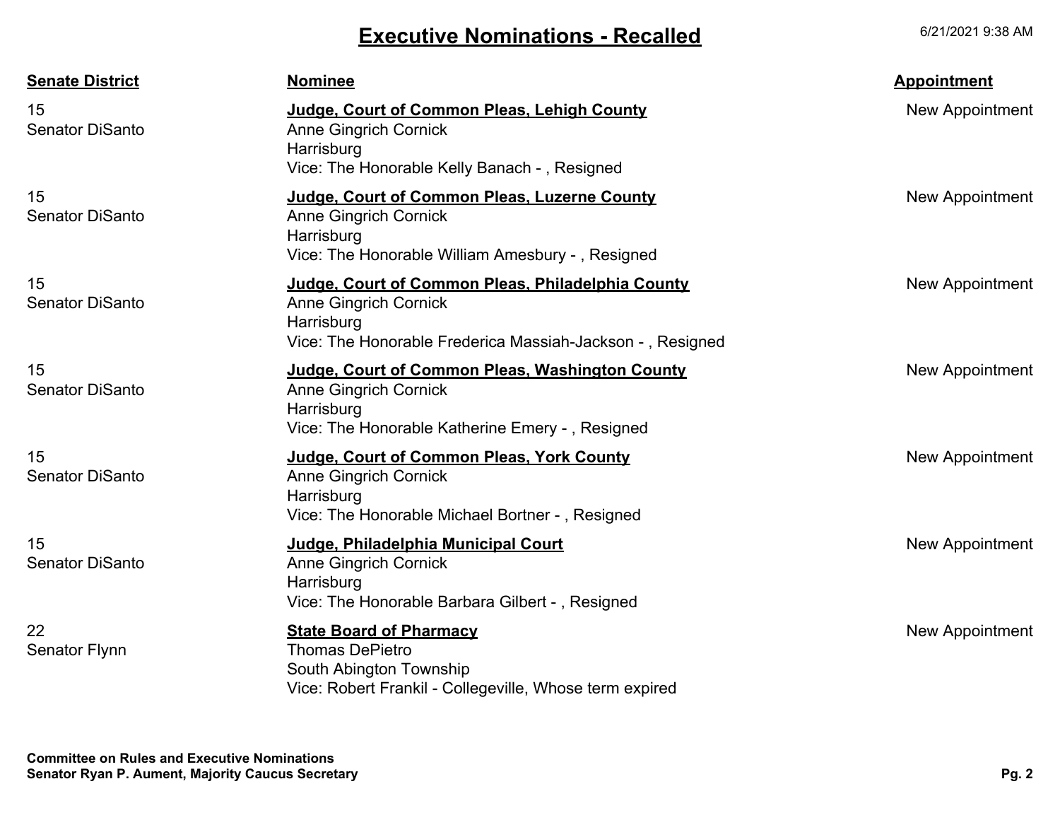# Executive Nominations - Recalled

6/21/2021 9:38 AM

| Senate District | Nominee | Appointment |
|---|---|---|
| 15<br>Senator DiSanto | **Judge, Court of Common Pleas, Lehigh County**<br>Anne Gingrich Cornick<br>Harrisburg<br>Vice: The Honorable Kelly Banach - , Resigned | New Appointment |
| 15<br>Senator DiSanto | **Judge, Court of Common Pleas, Luzerne County**<br>Anne Gingrich Cornick<br>Harrisburg<br>Vice: The Honorable William Amesbury - , Resigned | New Appointment |
| 15<br>Senator DiSanto | **Judge, Court of Common Pleas, Philadelphia County**<br>Anne Gingrich Cornick<br>Harrisburg<br>Vice: The Honorable Frederica Massiah-Jackson - , Resigned | New Appointment |
| 15<br>Senator DiSanto | **Judge, Court of Common Pleas, Washington County**<br>Anne Gingrich Cornick<br>Harrisburg<br>Vice: The Honorable Katherine Emery - , Resigned | New Appointment |
| 15<br>Senator DiSanto | **Judge, Court of Common Pleas, York County**<br>Anne Gingrich Cornick<br>Harrisburg<br>Vice: The Honorable Michael Bortner - , Resigned | New Appointment |
| 15<br>Senator DiSanto | **Judge, Philadelphia Municipal Court**<br>Anne Gingrich Cornick<br>Harrisburg<br>Vice: The Honorable Barbara Gilbert - , Resigned | New Appointment |
| 22<br>Senator Flynn | **State Board of Pharmacy**<br>Thomas DePietro<br>South Abington Township<br>Vice: Robert Frankil - Collegeville, Whose term expired | New Appointment |

**Committee on Rules and Executive Nominations**
**Senator Ryan P. Aument, Majority Caucus Secretary**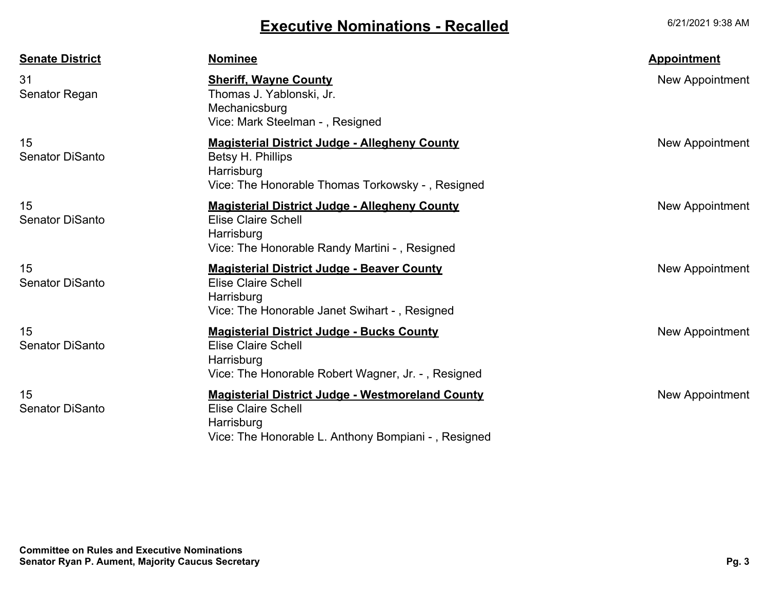# Executive Nominations - Recalled

6/21/2021 9:38 AM

| Senate District | Nominee | Appointment |
|---|---|---|
| 31<br>Senator Regan | **Sheriff, Wayne County**<br>Thomas J. Yablonski, Jr.<br>Mechanicsburg<br>Vice: Mark Steelman - , Resigned | New Appointment |
| 15<br>Senator DiSanto | **Magisterial District Judge - Allegheny County**<br>Betsy H. Phillips<br>Harrisburg<br>Vice: The Honorable Thomas Torkowsky - , Resigned | New Appointment |
| 15<br>Senator DiSanto | **Magisterial District Judge - Allegheny County**<br>Elise Claire Schell<br>Harrisburg<br>Vice: The Honorable Randy Martini - , Resigned | New Appointment |
| 15<br>Senator DiSanto | **Magisterial District Judge - Beaver County**<br>Elise Claire Schell<br>Harrisburg<br>Vice: The Honorable Janet Swihart - , Resigned | New Appointment |
| 15<br>Senator DiSanto | **Magisterial District Judge - Bucks County**<br>Elise Claire Schell<br>Harrisburg<br>Vice: The Honorable Robert Wagner, Jr. - , Resigned | New Appointment |
| 15<br>Senator DiSanto | **Magisterial District Judge - Westmoreland County**<br>Elise Claire Schell<br>Harrisburg<br>Vice: The Honorable L. Anthony Bompiani - , Resigned | New Appointment |

**Committee on Rules and Executive Nominations**
**Senator Ryan P. Aument, Majority Caucus Secretary**